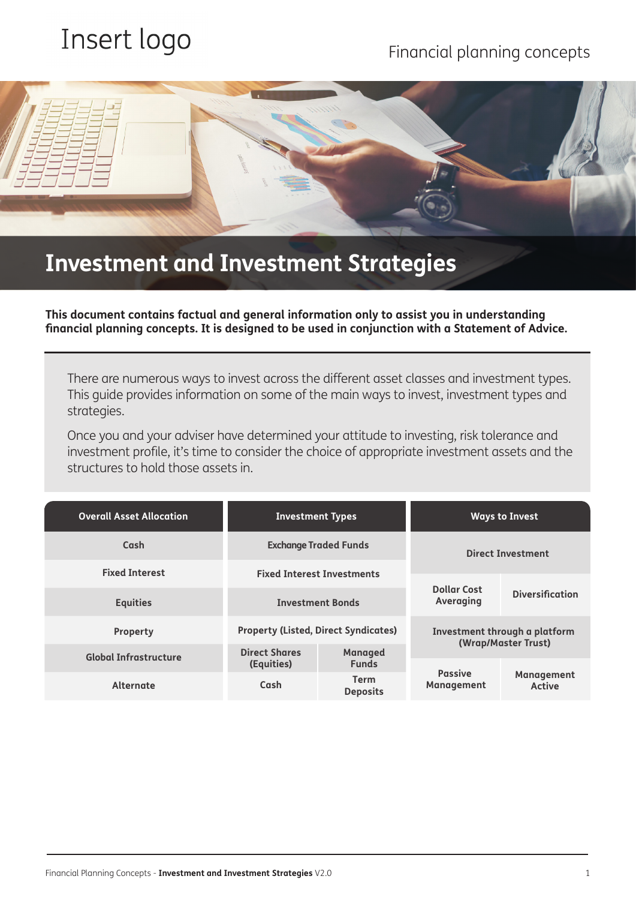Insert logo

Financial planning concepts

# Investment and Investment Strategies

**This document contains factual and general information only to assist you in understanding financial planning concepts. It is designed to be used in conjunction with a Statement of Advice.**

There are numerous ways to invest across the different asset classes and investment types. This guide provides information on some of the main ways to invest, investment types and strategies.

Once you and your adviser have determined your attitude to investing, risk tolerance and investment profile, it's time to consider the choice of appropriate investment assets and the structures to hold those assets in.

| Overall Asset Allocation | Investment Types | | Ways to Invest | |
|---|---|---|---|---|
| Cash | Exchange Traded Funds | | Direct Investment | |
| Fixed Interest | Fixed Interest Investments | | | |
| Equities | Investment Bonds | | Dollar Cost Averaging | Diversification |
| Property | Property (Listed, Direct Syndicates) | | Investment through a platform (Wrap/Master Trust) | |
| Global Infrastructure | Direct Shares (Equities) | Managed Funds | | |
| Alternate | Cash | Term Deposits | Passive Management | Management Active |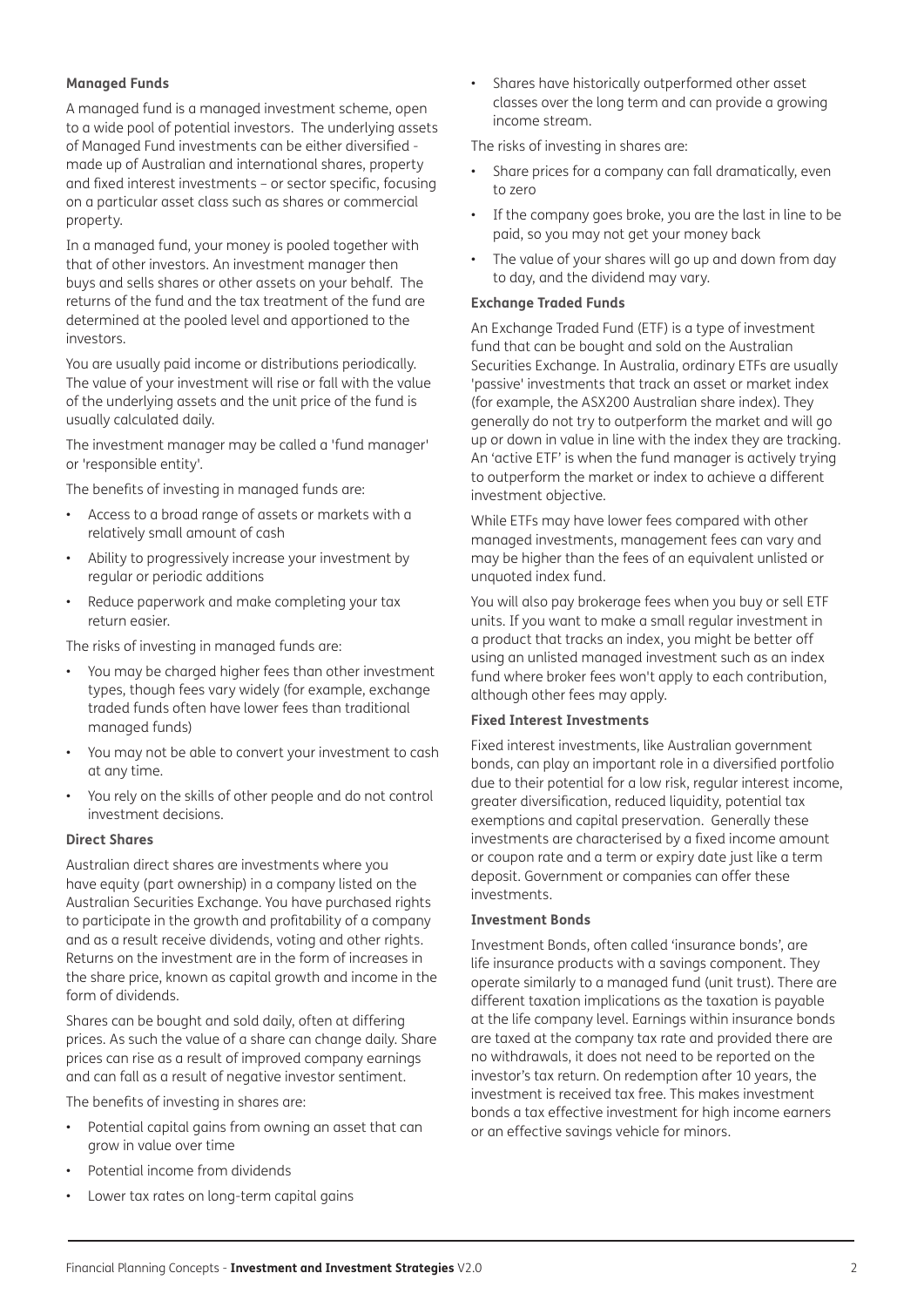### Managed Funds

A managed fund is a managed investment scheme, open to a wide pool of potential investors. The underlying assets of Managed Fund investments can be either diversified - made up of Australian and international shares, property and fixed interest investments – or sector specific, focusing on a particular asset class such as shares or commercial property.

In a managed fund, your money is pooled together with that of other investors. An investment manager then buys and sells shares or other assets on your behalf. The returns of the fund and the tax treatment of the fund are determined at the pooled level and apportioned to the investors.

You are usually paid income or distributions periodically. The value of your investment will rise or fall with the value of the underlying assets and the unit price of the fund is usually calculated daily.

The investment manager may be called a 'fund manager' or 'responsible entity'.

The benefits of investing in managed funds are:

- Access to a broad range of assets or markets with a relatively small amount of cash
- Ability to progressively increase your investment by regular or periodic additions
- Reduce paperwork and make completing your tax return easier.

The risks of investing in managed funds are:

- You may be charged higher fees than other investment types, though fees vary widely (for example, exchange traded funds often have lower fees than traditional managed funds)
- You may not be able to convert your investment to cash at any time.
- You rely on the skills of other people and do not control investment decisions.

### Direct Shares

Australian direct shares are investments where you have equity (part ownership) in a company listed on the Australian Securities Exchange. You have purchased rights to participate in the growth and profitability of a company and as a result receive dividends, voting and other rights. Returns on the investment are in the form of increases in the share price, known as capital growth and income in the form of dividends.

Shares can be bought and sold daily, often at differing prices. As such the value of a share can change daily. Share prices can rise as a result of improved company earnings and can fall as a result of negative investor sentiment.

The benefits of investing in shares are:

- Potential capital gains from owning an asset that can grow in value over time
- Potential income from dividends
- Lower tax rates on long-term capital gains
- Shares have historically outperformed other asset classes over the long term and can provide a growing income stream.

The risks of investing in shares are:

- Share prices for a company can fall dramatically, even to zero
- If the company goes broke, you are the last in line to be paid, so you may not get your money back
- The value of your shares will go up and down from day to day, and the dividend may vary.

### Exchange Traded Funds

An Exchange Traded Fund (ETF) is a type of investment fund that can be bought and sold on the Australian Securities Exchange. In Australia, ordinary ETFs are usually 'passive' investments that track an asset or market index (for example, the ASX200 Australian share index). They generally do not try to outperform the market and will go up or down in value in line with the index they are tracking. An 'active ETF' is when the fund manager is actively trying to outperform the market or index to achieve a different investment objective.

While ETFs may have lower fees compared with other managed investments, management fees can vary and may be higher than the fees of an equivalent unlisted or unquoted index fund.

You will also pay brokerage fees when you buy or sell ETF units. If you want to make a small regular investment in a product that tracks an index, you might be better off using an unlisted managed investment such as an index fund where broker fees won't apply to each contribution, although other fees may apply.

### Fixed Interest Investments

Fixed interest investments, like Australian government bonds, can play an important role in a diversified portfolio due to their potential for a low risk, regular interest income, greater diversification, reduced liquidity, potential tax exemptions and capital preservation. Generally these investments are characterised by a fixed income amount or coupon rate and a term or expiry date just like a term deposit. Government or companies can offer these investments.

### Investment Bonds

Investment Bonds, often called 'insurance bonds', are life insurance products with a savings component. They operate similarly to a managed fund (unit trust). There are different taxation implications as the taxation is payable at the life company level. Earnings within insurance bonds are taxed at the company tax rate and provided there are no withdrawals, it does not need to be reported on the investor's tax return. On redemption after 10 years, the investment is received tax free. This makes investment bonds a tax effective investment for high income earners or an effective savings vehicle for minors.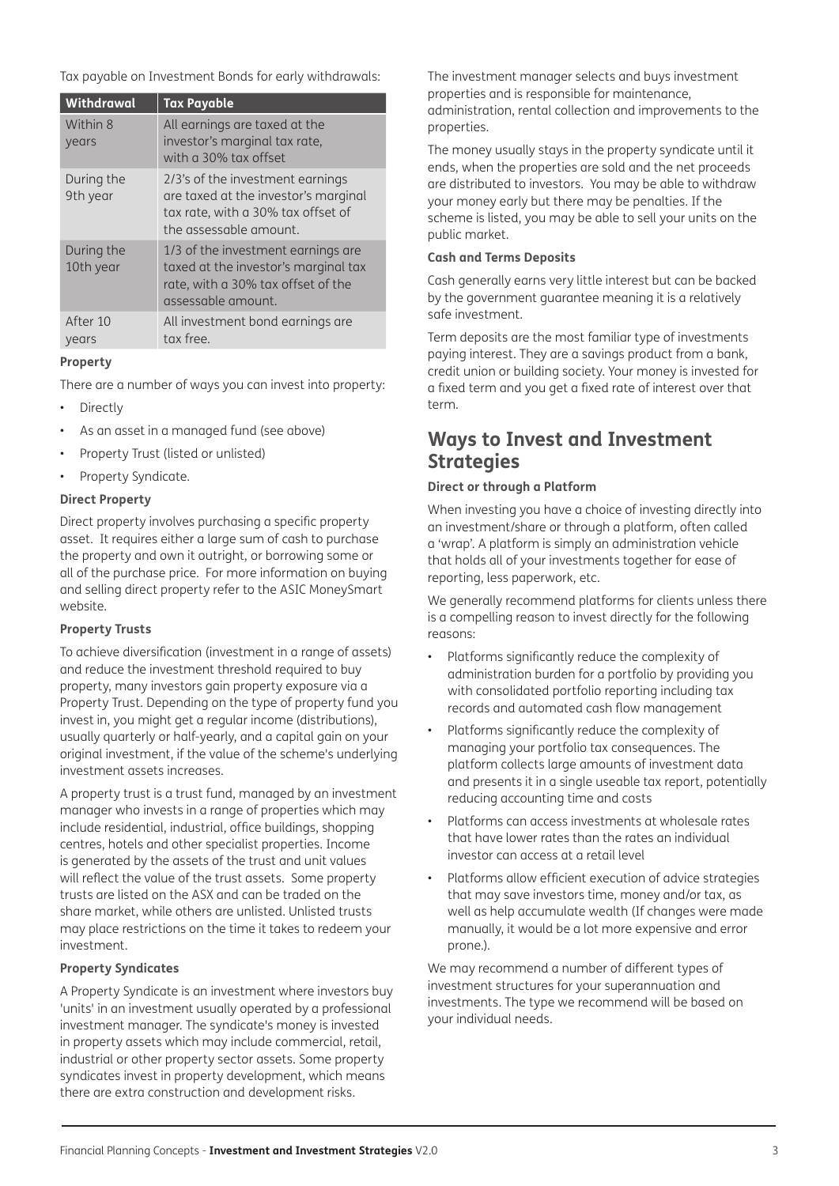Tax payable on Investment Bonds for early withdrawals:

| Withdrawal | Tax Payable |
| --- | --- |
| Within 8 years | All earnings are taxed at the investor's marginal tax rate, with a 30% tax offset |
| During the 9th year | 2/3's of the investment earnings are taxed at the investor's marginal tax rate, with a 30% tax offset of the assessable amount. |
| During the 10th year | 1/3 of the investment earnings are taxed at the investor's marginal tax rate, with a 30% tax offset of the assessable amount. |
| After 10 years | All investment bond earnings are tax free. |

#### Property

There are a number of ways you can invest into property:

- Directly
- As an asset in a managed fund (see above)
- Property Trust (listed or unlisted)
- Property Syndicate.

#### Direct Property

Direct property involves purchasing a specific property asset. It requires either a large sum of cash to purchase the property and own it outright, or borrowing some or all of the purchase price. For more information on buying and selling direct property refer to the ASIC MoneySmart website.

#### Property Trusts

To achieve diversification (investment in a range of assets) and reduce the investment threshold required to buy property, many investors gain property exposure via a Property Trust. Depending on the type of property fund you invest in, you might get a regular income (distributions), usually quarterly or half-yearly, and a capital gain on your original investment, if the value of the scheme's underlying investment assets increases.

A property trust is a trust fund, managed by an investment manager who invests in a range of properties which may include residential, industrial, office buildings, shopping centres, hotels and other specialist properties. Income is generated by the assets of the trust and unit values will reflect the value of the trust assets. Some property trusts are listed on the ASX and can be traded on the share market, while others are unlisted. Unlisted trusts may place restrictions on the time it takes to redeem your investment.

#### Property Syndicates

A Property Syndicate is an investment where investors buy 'units' in an investment usually operated by a professional investment manager. The syndicate's money is invested in property assets which may include commercial, retail, industrial or other property sector assets. Some property syndicates invest in property development, which means there are extra construction and development risks.

The investment manager selects and buys investment properties and is responsible for maintenance, administration, rental collection and improvements to the properties.

The money usually stays in the property syndicate until it ends, when the properties are sold and the net proceeds are distributed to investors. You may be able to withdraw your money early but there may be penalties. If the scheme is listed, you may be able to sell your units on the public market.

#### Cash and Terms Deposits

Cash generally earns very little interest but can be backed by the government guarantee meaning it is a relatively safe investment.

Term deposits are the most familiar type of investments paying interest. They are a savings product from a bank, credit union or building society. Your money is invested for a fixed term and you get a fixed rate of interest over that term.

## Ways to Invest and Investment Strategies

#### Direct or through a Platform

When investing you have a choice of investing directly into an investment/share or through a platform, often called a 'wrap'. A platform is simply an administration vehicle that holds all of your investments together for ease of reporting, less paperwork, etc.

We generally recommend platforms for clients unless there is a compelling reason to invest directly for the following reasons:

- Platforms significantly reduce the complexity of administration burden for a portfolio by providing you with consolidated portfolio reporting including tax records and automated cash flow management
- Platforms significantly reduce the complexity of managing your portfolio tax consequences. The platform collects large amounts of investment data and presents it in a single useable tax report, potentially reducing accounting time and costs
- Platforms can access investments at wholesale rates that have lower rates than the rates an individual investor can access at a retail level
- Platforms allow efficient execution of advice strategies that may save investors time, money and/or tax, as well as help accumulate wealth (If changes were made manually, it would be a lot more expensive and error prone.).

We may recommend a number of different types of investment structures for your superannuation and investments. The type we recommend will be based on your individual needs.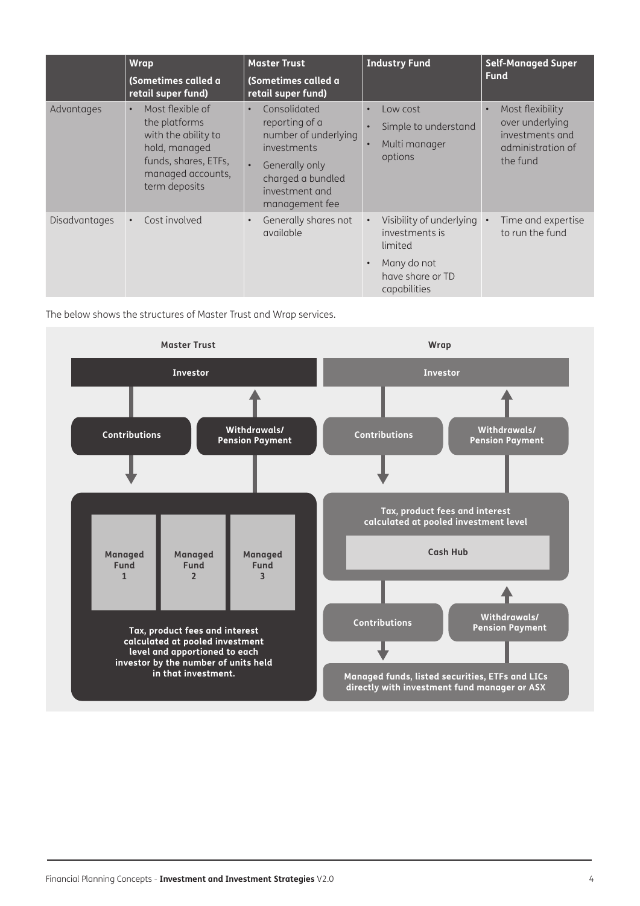| | **Wrap** **(Sometimes called a retail super fund)** | **Master Trust** **(Sometimes called a retail super fund)** | **Industry Fund** | **Self-Managed Super Fund** |
|---|---|---|---|---|
| Advantages | • Most flexible of the platforms with the ability to hold, managed funds, shares, ETFs, managed accounts, term deposits | • Consolidated reporting of a number of underlying investments<br>• Generally only charged a bundled investment and management fee | • Low cost<br>• Simple to understand<br>• Multi manager options | • Most flexibility over underlying investments and administration of the fund |
| Disadvantages | • Cost involved | • Generally shares not available | • Visibility of underlying investments is limited<br>• Many do not have share or TD capabilities | • Time and expertise to run the fund |

The below shows the structures of Master Trust and Wrap services.

**Master Trust**

- **Investor**
- **Contributions** (Investor → pooled investment)
- **Withdrawals/ Pension Payment** (pooled investment → Investor)
- **Managed Fund 1** | **Managed Fund 2** | **Managed Fund 3**
- **Tax, product fees and interest calculated at pooled investment level and apportioned to each investor by the number of units held in that investment.**

**Wrap**

- **Investor**
- **Contributions** (Investor → Cash Hub)
- **Withdrawals/ Pension Payment** (Cash Hub → Investor)
- **Tax, product fees and interest calculated at pooled investment level**
- **Cash Hub**
- **Contributions** (Cash Hub → Managed funds, listed securities, ETFs and LICs)
- **Withdrawals/ Pension Payment** (Managed funds, listed securities, ETFs and LICs → Cash Hub)
- **Managed funds, listed securities, ETFs and LICs directly with investment fund manager or ASX**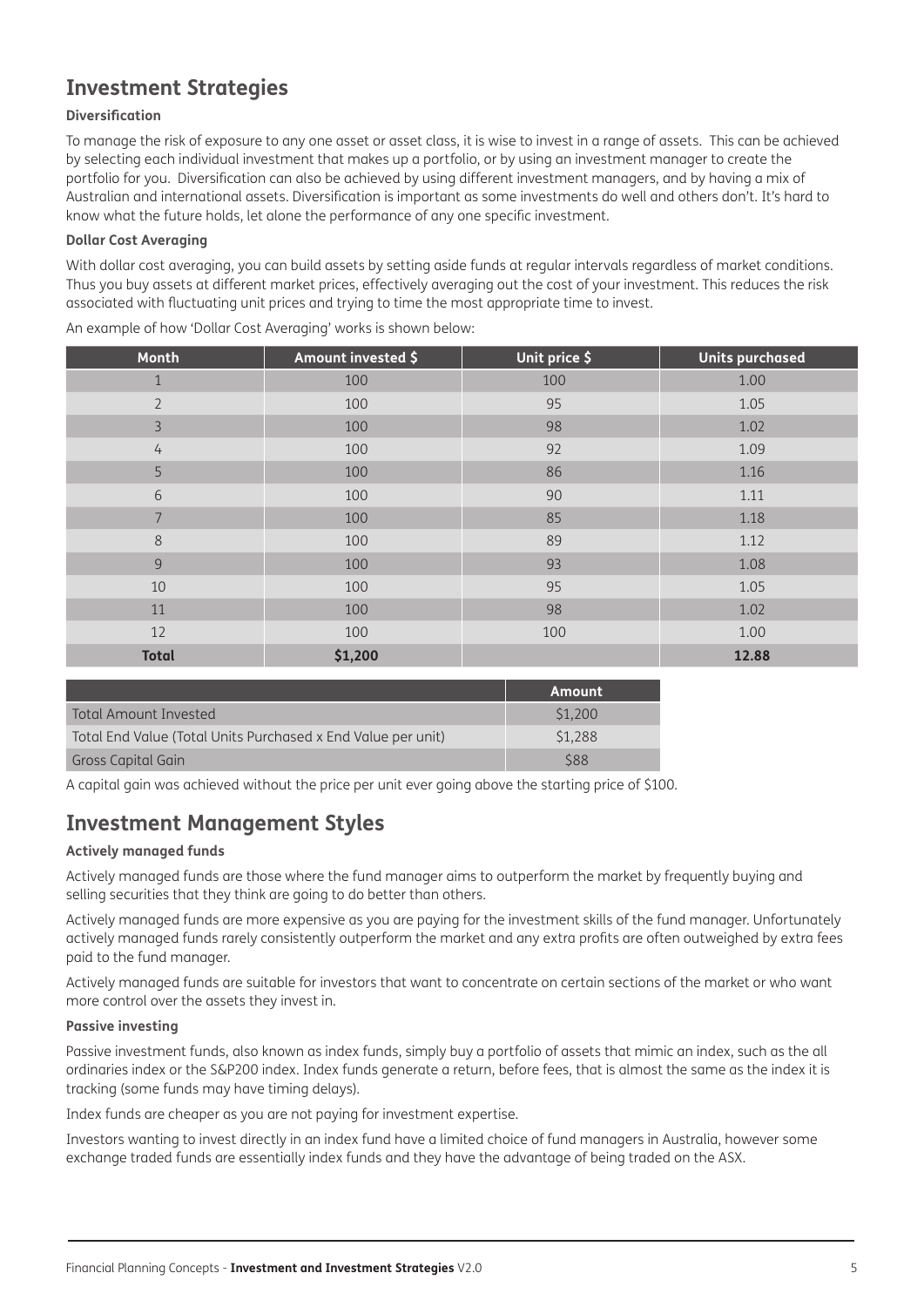## Investment Strategies

**Diversification**

To manage the risk of exposure to any one asset or asset class, it is wise to invest in a range of assets. This can be achieved by selecting each individual investment that makes up a portfolio, or by using an investment manager to create the portfolio for you. Diversification can also be achieved by using different investment managers, and by having a mix of Australian and international assets. Diversification is important as some investments do well and others don't. It's hard to know what the future holds, let alone the performance of any one specific investment.

**Dollar Cost Averaging**

With dollar cost averaging, you can build assets by setting aside funds at regular intervals regardless of market conditions. Thus you buy assets at different market prices, effectively averaging out the cost of your investment. This reduces the risk associated with fluctuating unit prices and trying to time the most appropriate time to invest.

An example of how 'Dollar Cost Averaging' works is shown below:

| Month | Amount invested $ | Unit price $ | Units purchased |
|---|---|---|---|
| 1 | 100 | 100 | 1.00 |
| 2 | 100 | 95 | 1.05 |
| 3 | 100 | 98 | 1.02 |
| 4 | 100 | 92 | 1.09 |
| 5 | 100 | 86 | 1.16 |
| 6 | 100 | 90 | 1.11 |
| 7 | 100 | 85 | 1.18 |
| 8 | 100 | 89 | 1.12 |
| 9 | 100 | 93 | 1.08 |
| 10 | 100 | 95 | 1.05 |
| 11 | 100 | 98 | 1.02 |
| 12 | 100 | 100 | 1.00 |
| **Total** | **$1,200** | | **12.88** |

| | Amount |
|---|---|
| Total Amount Invested | $1,200 |
| Total End Value (Total Units Purchased x End Value per unit) | $1,288 |
| Gross Capital Gain | $88 |

A capital gain was achieved without the price per unit ever going above the starting price of $100.

## Investment Management Styles

**Actively managed funds**

Actively managed funds are those where the fund manager aims to outperform the market by frequently buying and selling securities that they think are going to do better than others.

Actively managed funds are more expensive as you are paying for the investment skills of the fund manager. Unfortunately actively managed funds rarely consistently outperform the market and any extra profits are often outweighed by extra fees paid to the fund manager.

Actively managed funds are suitable for investors that want to concentrate on certain sections of the market or who want more control over the assets they invest in.

**Passive investing**

Passive investment funds, also known as index funds, simply buy a portfolio of assets that mimic an index, such as the all ordinaries index or the S&P200 index. Index funds generate a return, before fees, that is almost the same as the index it is tracking (some funds may have timing delays).

Index funds are cheaper as you are not paying for investment expertise.

Investors wanting to invest directly in an index fund have a limited choice of fund managers in Australia, however some exchange traded funds are essentially index funds and they have the advantage of being traded on the ASX.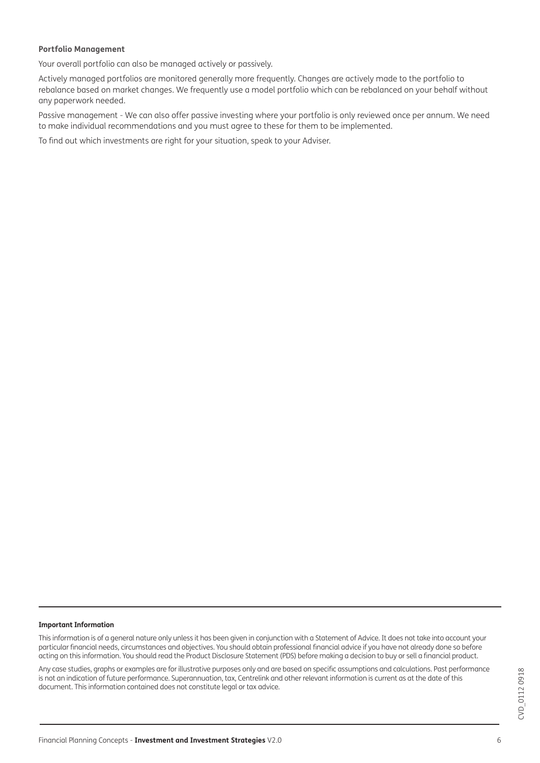**Portfolio Management**

Your overall portfolio can also be managed actively or passively.

Actively managed portfolios are monitored generally more frequently. Changes are actively made to the portfolio to rebalance based on market changes. We frequently use a model portfolio which can be rebalanced on your behalf without any paperwork needed.

Passive management - We can also offer passive investing where your portfolio is only reviewed once per annum. We need to make individual recommendations and you must agree to these for them to be implemented.

To find out which investments are right for your situation, speak to your Adviser.

---

**Important Information**

This information is of a general nature only unless it has been given in conjunction with a Statement of Advice. It does not take into account your particular financial needs, circumstances and objectives. You should obtain professional financial advice if you have not already done so before acting on this information. You should read the Product Disclosure Statement (PDS) before making a decision to buy or sell a financial product.

Any case studies, graphs or examples are for illustrative purposes only and are based on specific assumptions and calculations. Past performance is not an indication of future performance. Superannuation, tax, Centrelink and other relevant information is current as at the date of this document. This information contained does not constitute legal or tax advice.

CVD_0112 0918